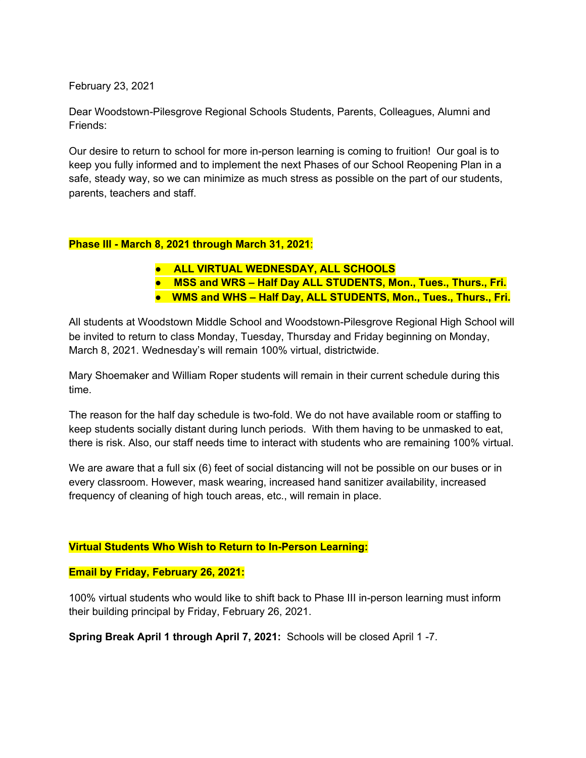February 23, 2021

Dear Woodstown-Pilesgrove Regional Schools Students, Parents, Colleagues, Alumni and Friends:

Our desire to return to school for more in-person learning is coming to fruition! Our goal is to keep you fully informed and to implement the next Phases of our School Reopening Plan in a safe, steady way, so we can minimize as much stress as possible on the part of our students, parents, teachers and staff.

**Phase III - March 8, 2021 through March 31, 2021**:

- **ALL VIRTUAL WEDNESDAY, ALL SCHOOLS**
- **MSS and WRS – Half Day ALL STUDENTS, Mon., Tues., Thurs., Fri.**
- **WMS and WHS – Half Day, ALL STUDENTS, Mon., Tues., Thurs., Fri.**

All students at Woodstown Middle School and Woodstown-Pilesgrove Regional High School will be invited to return to class Monday, Tuesday, Thursday and Friday beginning on Monday, March 8, 2021. Wednesday's will remain 100% virtual, districtwide.

Mary Shoemaker and William Roper students will remain in their current schedule during this time.

The reason for the half day schedule is two-fold. We do not have available room or staffing to keep students socially distant during lunch periods. With them having to be unmasked to eat, there is risk. Also, our staff needs time to interact with students who are remaining 100% virtual.

We are aware that a full six (6) feet of social distancing will not be possible on our buses or in every classroom. However, mask wearing, increased hand sanitizer availability, increased frequency of cleaning of high touch areas, etc., will remain in place.

**Virtual Students Who Wish to Return to In-Person Learning:**

**Email by Friday, February 26, 2021:**

100% virtual students who would like to shift back to Phase III in-person learning must inform their building principal by Friday, February 26, 2021.

**Spring Break April 1 through April 7, 2021:** Schools will be closed April 1 -7.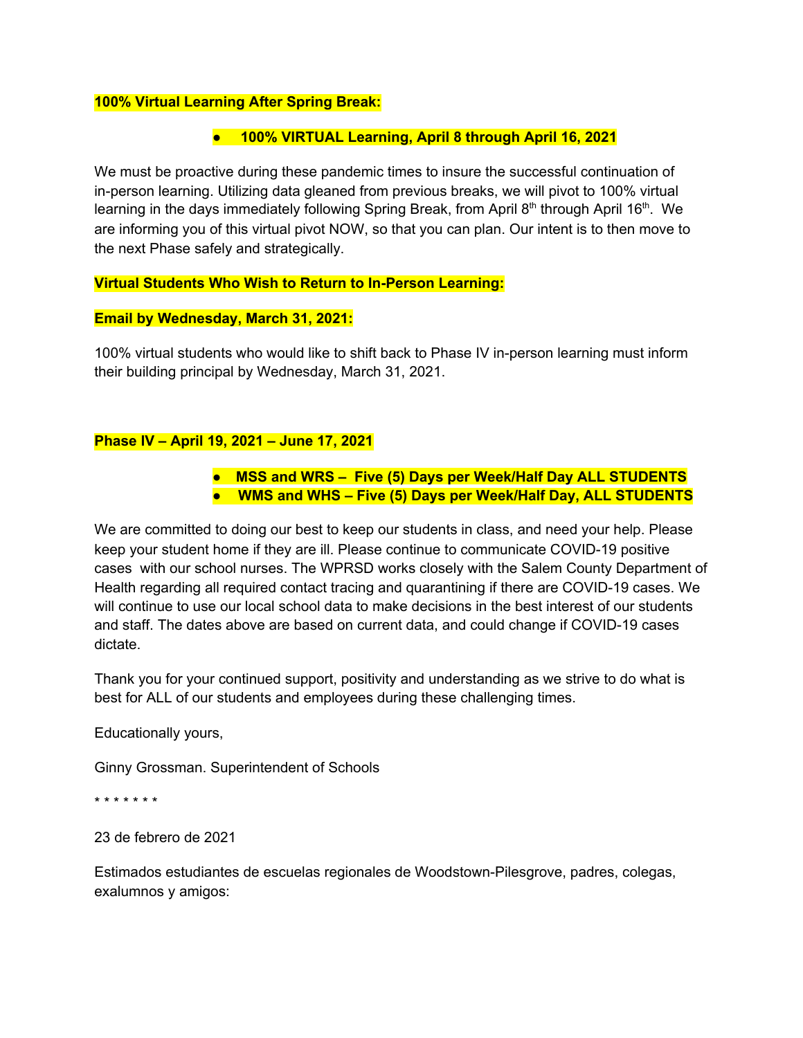**100% Virtual Learning After Spring Break:**

- **100% VIRTUAL Learning, April 8 through April 16, 2021**

We must be proactive during these pandemic times to insure the successful continuation of in-person learning. Utilizing data gleaned from previous breaks, we will pivot to 100% virtual learning in the days immediately following Spring Break, from April 8th through April 16th. We are informing you of this virtual pivot NOW, so that you can plan. Our intent is to then move to the next Phase safely and strategically.

**Virtual Students Who Wish to Return to In-Person Learning:**

**Email by Wednesday, March 31, 2021:**

100% virtual students who would like to shift back to Phase IV in-person learning must inform their building principal by Wednesday, March 31, 2021.

**Phase IV – April 19, 2021 – June 17, 2021**

- **MSS and WRS – Five (5) Days per Week/Half Day ALL STUDENTS**
- **WMS and WHS – Five (5) Days per Week/Half Day, ALL STUDENTS**

We are committed to doing our best to keep our students in class, and need your help. Please keep your student home if they are ill. Please continue to communicate COVID-19 positive cases with our school nurses. The WPRSD works closely with the Salem County Department of Health regarding all required contact tracing and quarantining if there are COVID-19 cases. We will continue to use our local school data to make decisions in the best interest of our students and staff. The dates above are based on current data, and could change if COVID-19 cases dictate.

Thank you for your continued support, positivity and understanding as we strive to do what is best for ALL of our students and employees during these challenging times.

Educationally yours,

Ginny Grossman. Superintendent of Schools

\* \* \* \* \* \* \*

23 de febrero de 2021

Estimados estudiantes de escuelas regionales de Woodstown-Pilesgrove, padres, colegas, exalumnos y amigos: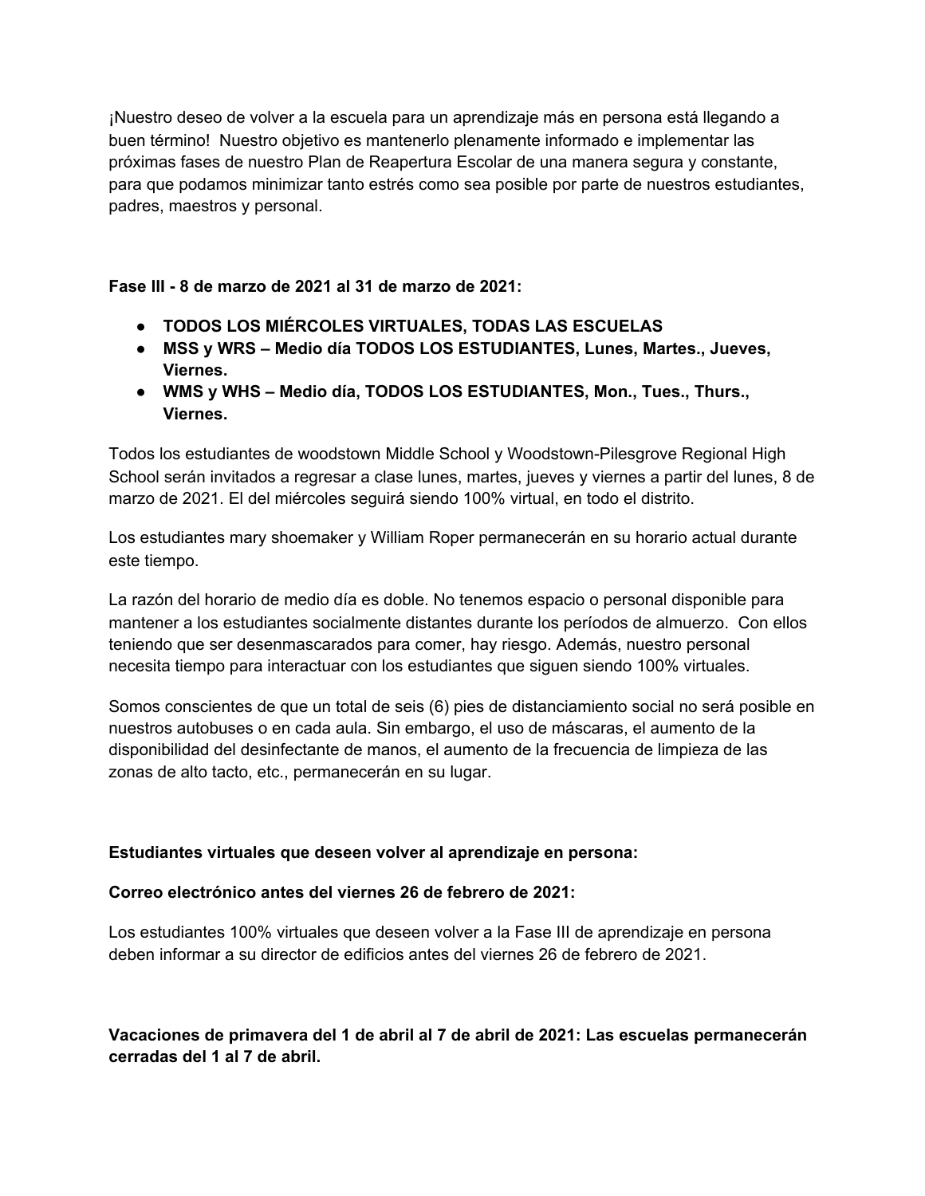¡Nuestro deseo de volver a la escuela para un aprendizaje más en persona está llegando a buen término! Nuestro objetivo es mantenerlo plenamente informado e implementar las próximas fases de nuestro Plan de Reapertura Escolar de una manera segura y constante, para que podamos minimizar tanto estrés como sea posible por parte de nuestros estudiantes, padres, maestros y personal.

**Fase III - 8 de marzo de 2021 al 31 de marzo de 2021:**

- **TODOS LOS MIÉRCOLES VIRTUALES, TODAS LAS ESCUELAS**
- **MSS y WRS – Medio día TODOS LOS ESTUDIANTES, Lunes, Martes., Jueves, Viernes.**
- **WMS y WHS – Medio día, TODOS LOS ESTUDIANTES, Mon., Tues., Thurs., Viernes.**

Todos los estudiantes de woodstown Middle School y Woodstown-Pilesgrove Regional High School serán invitados a regresar a clase lunes, martes, jueves y viernes a partir del lunes, 8 de marzo de 2021. El del miércoles seguirá siendo 100% virtual, en todo el distrito.

Los estudiantes mary shoemaker y William Roper permanecerán en su horario actual durante este tiempo.

La razón del horario de medio día es doble. No tenemos espacio o personal disponible para mantener a los estudiantes socialmente distantes durante los períodos de almuerzo. Con ellos teniendo que ser desenmascarados para comer, hay riesgo. Además, nuestro personal necesita tiempo para interactuar con los estudiantes que siguen siendo 100% virtuales.

Somos conscientes de que un total de seis (6) pies de distanciamiento social no será posible en nuestros autobuses o en cada aula. Sin embargo, el uso de máscaras, el aumento de la disponibilidad del desinfectante de manos, el aumento de la frecuencia de limpieza de las zonas de alto tacto, etc., permanecerán en su lugar.

**Estudiantes virtuales que deseen volver al aprendizaje en persona:**

**Correo electrónico antes del viernes 26 de febrero de 2021:**

Los estudiantes 100% virtuales que deseen volver a la Fase III de aprendizaje en persona deben informar a su director de edificios antes del viernes 26 de febrero de 2021.

**Vacaciones de primavera del 1 de abril al 7 de abril de 2021: Las escuelas permanecerán cerradas del 1 al 7 de abril.**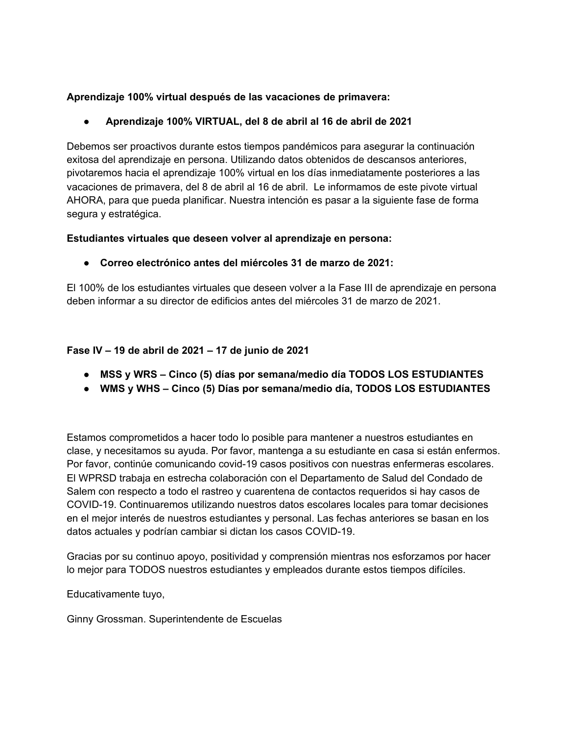**Aprendizaje 100% virtual después de las vacaciones de primavera:**

- **Aprendizaje 100% VIRTUAL, del 8 de abril al 16 de abril de 2021**

Debemos ser proactivos durante estos tiempos pandémicos para asegurar la continuación exitosa del aprendizaje en persona. Utilizando datos obtenidos de descansos anteriores, pivotaremos hacia el aprendizaje 100% virtual en los días inmediatamente posteriores a las vacaciones de primavera, del 8 de abril al 16 de abril. Le informamos de este pivote virtual AHORA, para que pueda planificar. Nuestra intención es pasar a la siguiente fase de forma segura y estratégica.

**Estudiantes virtuales que deseen volver al aprendizaje en persona:**

- **Correo electrónico antes del miércoles 31 de marzo de 2021:**

El 100% de los estudiantes virtuales que deseen volver a la Fase III de aprendizaje en persona deben informar a su director de edificios antes del miércoles 31 de marzo de 2021.

**Fase IV – 19 de abril de 2021 – 17 de junio de 2021**

- **MSS y WRS – Cinco (5) días por semana/medio día TODOS LOS ESTUDIANTES**
- **WMS y WHS – Cinco (5) Días por semana/medio día, TODOS LOS ESTUDIANTES**

Estamos comprometidos a hacer todo lo posible para mantener a nuestros estudiantes en clase, y necesitamos su ayuda. Por favor, mantenga a su estudiante en casa si están enfermos. Por favor, continúe comunicando covid-19 casos positivos con nuestras enfermeras escolares. El WPRSD trabaja en estrecha colaboración con el Departamento de Salud del Condado de Salem con respecto a todo el rastreo y cuarentena de contactos requeridos si hay casos de COVID-19. Continuaremos utilizando nuestros datos escolares locales para tomar decisiones en el mejor interés de nuestros estudiantes y personal. Las fechas anteriores se basan en los datos actuales y podrían cambiar si dictan los casos COVID-19.

Gracias por su continuo apoyo, positividad y comprensión mientras nos esforzamos por hacer lo mejor para TODOS nuestros estudiantes y empleados durante estos tiempos difíciles.

Educativamente tuyo,

Ginny Grossman. Superintendente de Escuelas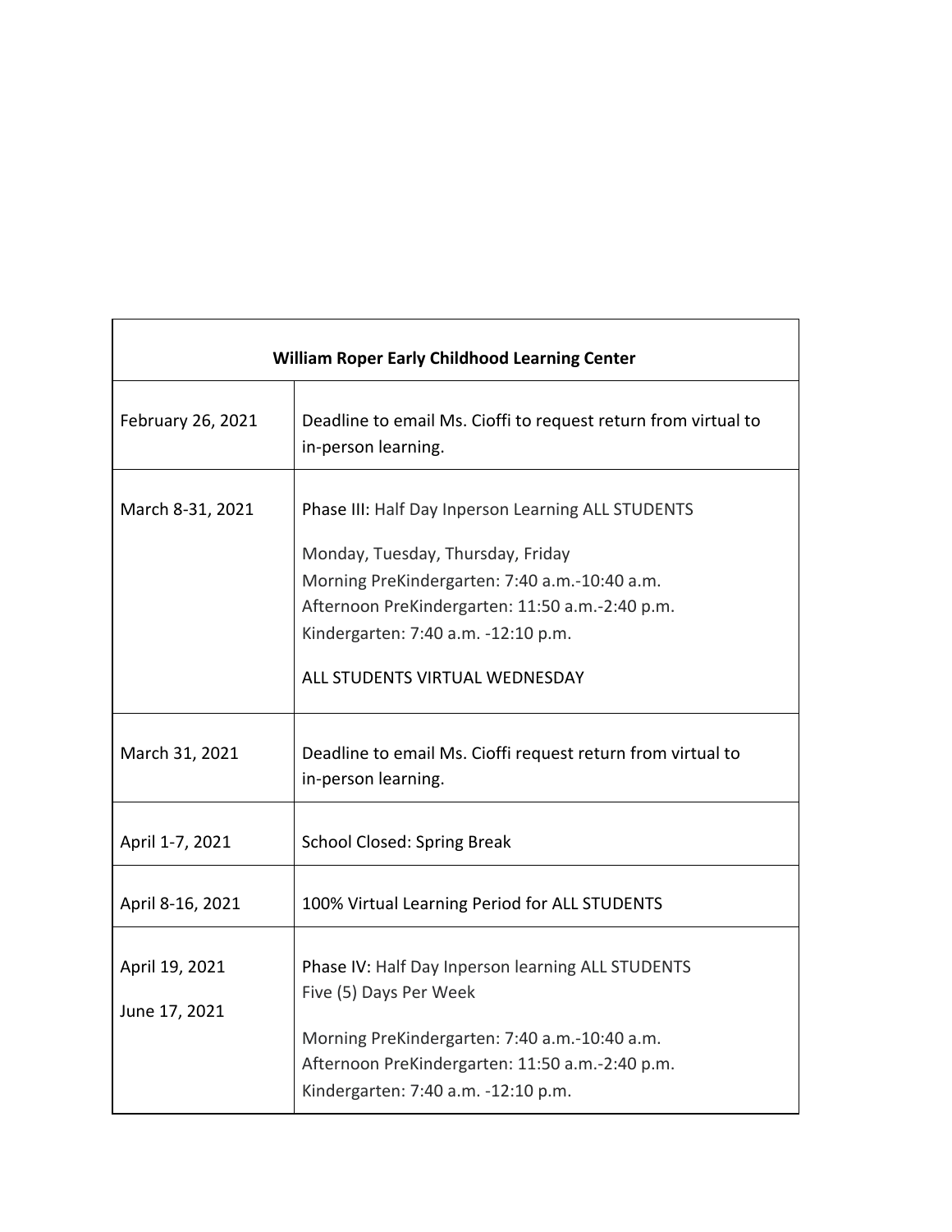| William Roper Early Childhood Learning Center | |
|---|---|
| February 26, 2021 | Deadline to email Ms. Cioffi to request return from virtual to in-person learning. |
| March 8-31, 2021 | Phase III: Half Day Inperson Learning ALL STUDENTS<br><br>Monday, Tuesday, Thursday, Friday<br>Morning PreKindergarten: 7:40 a.m.-10:40 a.m.<br>Afternoon PreKindergarten: 11:50 a.m.-2:40 p.m.<br>Kindergarten: 7:40 a.m. -12:10 p.m.<br><br>ALL STUDENTS VIRTUAL WEDNESDAY |
| March 31, 2021 | Deadline to email Ms. Cioffi request return from virtual to in-person learning. |
| April 1-7, 2021 | School Closed: Spring Break |
| April 8-16, 2021 | 100% Virtual Learning Period for ALL STUDENTS |
| April 19, 2021<br><br>June 17, 2021 | Phase IV: Half Day Inperson learning ALL STUDENTS<br>Five (5) Days Per Week<br><br>Morning PreKindergarten: 7:40 a.m.-10:40 a.m.<br>Afternoon PreKindergarten: 11:50 a.m.-2:40 p.m.<br>Kindergarten: 7:40 a.m. -12:10 p.m. |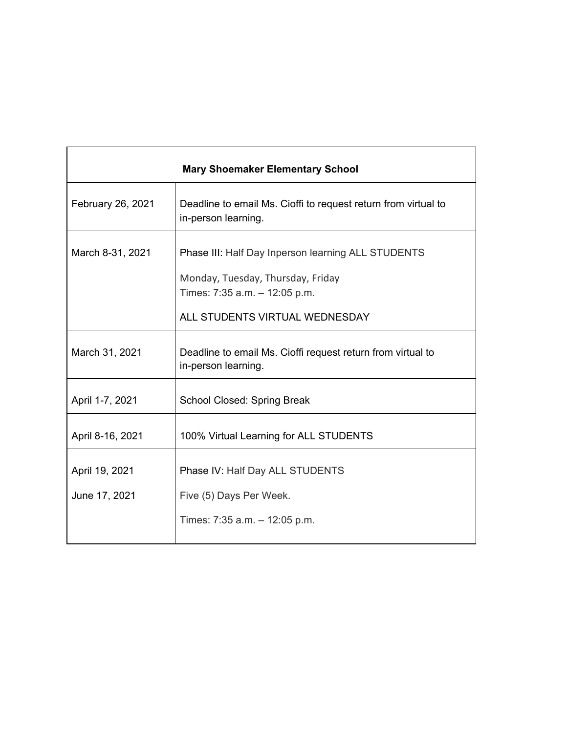| Mary Shoemaker Elementary School | |
|---|---|
| February 26, 2021 | Deadline to email Ms. Cioffi to request return from virtual to in-person learning. |
| March 8-31, 2021 | Phase III: Half Day Inperson learning ALL STUDENTS<br><br>Monday, Tuesday, Thursday, Friday<br>Times: 7:35 a.m. – 12:05 p.m.<br><br>ALL STUDENTS VIRTUAL WEDNESDAY |
| March 31, 2021 | Deadline to email Ms. Cioffi request return from virtual to in-person learning. |
| April 1-7, 2021 | School Closed: Spring Break |
| April 8-16, 2021 | 100% Virtual Learning for ALL STUDENTS |
| April 19, 2021<br><br>June 17, 2021 | Phase IV: Half Day ALL STUDENTS<br><br>Five (5) Days Per Week.<br><br>Times: 7:35 a.m. – 12:05 p.m. |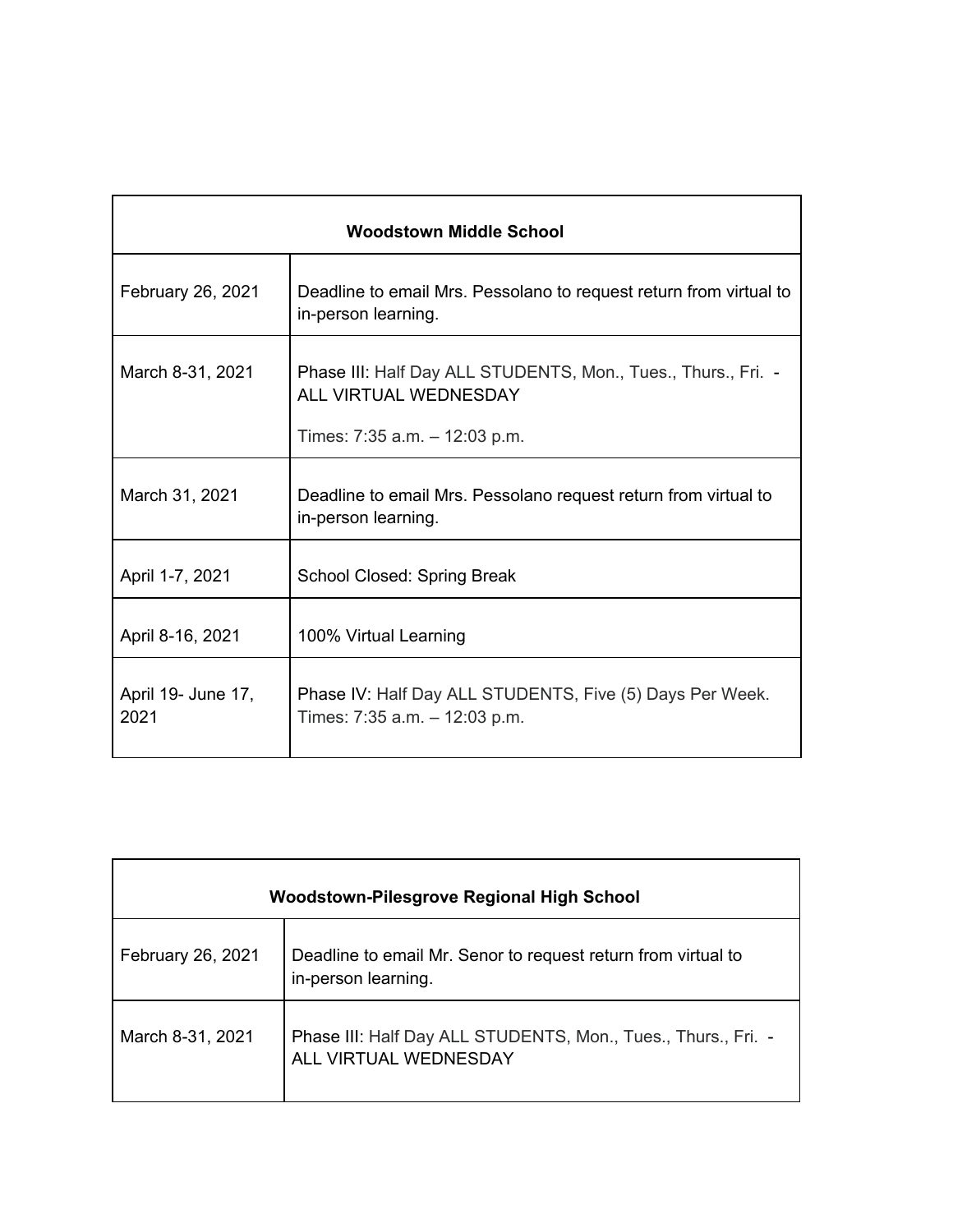| Woodstown Middle School | |
| --- | --- |
| February 26, 2021 | Deadline to email Mrs. Pessolano to request return from virtual to in-person learning. |
| March 8-31, 2021 | Phase III: Half Day ALL STUDENTS, Mon., Tues., Thurs., Fri. - ALL VIRTUAL WEDNESDAY<br><br>Times: 7:35 a.m. – 12:03 p.m. |
| March 31, 2021 | Deadline to email Mrs. Pessolano request return from virtual to in-person learning. |
| April 1-7, 2021 | School Closed: Spring Break |
| April 8-16, 2021 | 100% Virtual Learning |
| April 19- June 17, 2021 | Phase IV: Half Day ALL STUDENTS, Five (5) Days Per Week. Times: 7:35 a.m. – 12:03 p.m. |

| Woodstown-Pilesgrove Regional High School | |
| --- | --- |
| February 26, 2021 | Deadline to email Mr. Senor to request return from virtual to in-person learning. |
| March 8-31, 2021 | Phase III: Half Day ALL STUDENTS, Mon., Tues., Thurs., Fri. - ALL VIRTUAL WEDNESDAY |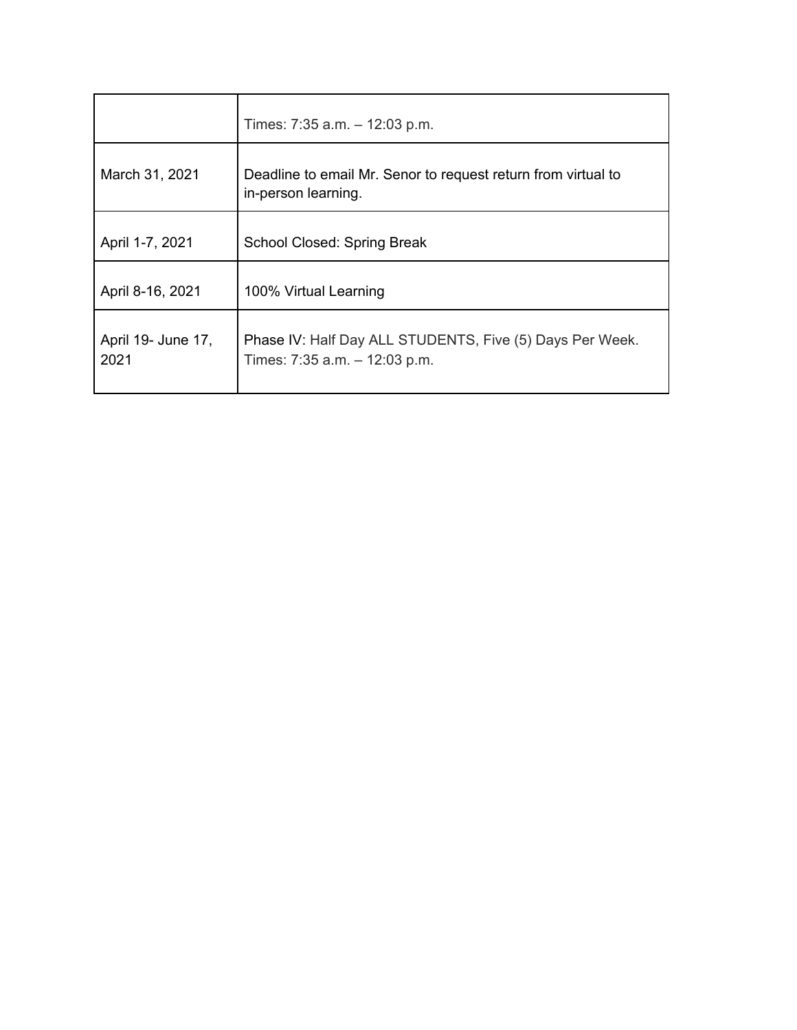| | |
|---|---|
| | Times: 7:35 a.m. – 12:03 p.m. |
| March 31, 2021 | Deadline to email Mr. Senor to request return from virtual to in-person learning. |
| April 1-7, 2021 | School Closed: Spring Break |
| April 8-16, 2021 | 100% Virtual Learning |
| April 19- June 17, 2021 | Phase IV: Half Day ALL STUDENTS, Five (5) Days Per Week. Times: 7:35 a.m. – 12:03 p.m. |